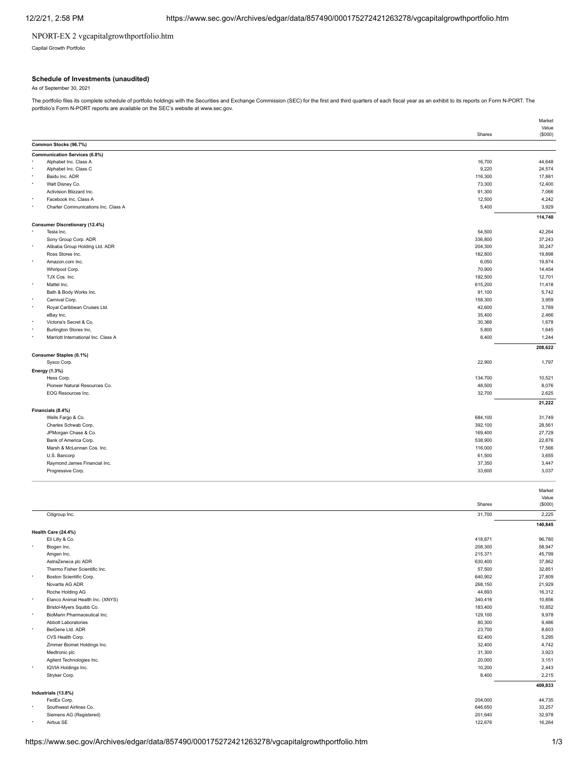NPORT-EX 2 vgcapitalgrowthportfolio.htm

Capital Growth Portfolio

### Schedule of Investments (unaudited)

As of September 30, 2021

The portfolio files its complete schedule of portfolio holdings with the Securities and Exchange Commission (SEC) for the first and third quarters of each fiscal year as an exhibit to its reports on Form N-PORT. The portfolio's Form N-PORT reports are available on the SEC's website at www.sec.gov.

| | | Shares | Market Value ($000) |
|---|---|---|---|
| **Common Stocks (96.7%)** | | | |
| **Communication Services (6.8%)** | | | |
| * | Alphabet Inc. Class A | 16,700 | 44,648 |
| * | Alphabet Inc. Class C | 9,220 | 24,574 |
| * | Baidu Inc. ADR | 116,300 | 17,881 |
| * | Walt Disney Co. | 73,300 | 12,400 |
| | Activision Blizzard Inc. | 91,300 | 7,066 |
| * | Facebook Inc. Class A | 12,500 | 4,242 |
| * | Charter Communications Inc. Class A | 5,400 | 3,929 |
| | | | **114,740** |
| **Consumer Discretionary (12.4%)** | | | |
| * | Tesla Inc. | 54,500 | 42,264 |
| | Sony Group Corp. ADR | 336,800 | 37,243 |
| * | Alibaba Group Holding Ltd. ADR | 204,300 | 30,247 |
| | Ross Stores Inc. | 182,800 | 19,898 |
| * | Amazon.com Inc. | 6,050 | 19,874 |
| | Whirlpool Corp. | 70,900 | 14,454 |
| | TJX Cos. Inc. | 192,500 | 12,701 |
| * | Mattel Inc. | 615,200 | 11,418 |
| | Bath & Body Works Inc. | 91,100 | 5,742 |
| * | Carnival Corp. | 158,300 | 3,959 |
| * | Royal Caribbean Cruises Ltd. | 42,600 | 3,789 |
| | eBay Inc. | 35,400 | 2,466 |
| * | Victoria's Secret & Co. | 30,366 | 1,678 |
| * | Burlington Stores Inc. | 5,800 | 1,645 |
| * | Marriott International Inc. Class A | 8,400 | 1,244 |
| | | | **208,622** |
| **Consumer Staples (0.1%)** | | | |
| | Sysco Corp. | 22,900 | 1,797 |
| **Energy (1.3%)** | | | |
| | Hess Corp. | 134,700 | 10,521 |
| | Pioneer Natural Resources Co. | 48,500 | 8,076 |
| | EOG Resources Inc. | 32,700 | 2,625 |
| | | | **21,222** |
| **Financials (8.4%)** | | | |
| | Wells Fargo & Co. | 684,100 | 31,749 |
| | Charles Schwab Corp. | 392,100 | 28,561 |
| | JPMorgan Chase & Co. | 169,400 | 27,729 |
| | Bank of America Corp. | 538,900 | 22,876 |
| | Marsh & McLennan Cos. Inc. | 116,000 | 17,566 |
| | U.S. Bancorp | 61,500 | 3,655 |
| | Raymond James Financial Inc. | 37,350 | 3,447 |
| | Progressive Corp. | 33,600 | 3,037 |
| | Citigroup Inc. | 31,700 | 2,225 |
| | | | **140,845** |
| **Health Care (24.4%)** | | | |
| | Eli Lilly & Co. | 418,871 | 96,780 |
| * | Biogen Inc. | 208,300 | 58,947 |
| | Amgen Inc. | 215,371 | 45,799 |
| | AstraZeneca plc ADR | 630,400 | 37,862 |
| | Thermo Fisher Scientific Inc. | 57,500 | 32,851 |
| * | Boston Scientific Corp. | 640,902 | 27,809 |
| | Novartis AG ADR | 268,150 | 21,929 |
| | Roche Holding AG | 44,693 | 16,312 |
| * | Elanco Animal Health Inc. (XNYS) | 340,416 | 10,856 |
| | Bristol-Myers Squibb Co. | 183,400 | 10,852 |
| * | BioMarin Pharmaceutical Inc. | 129,100 | 9,978 |
| | Abbott Laboratories | 80,300 | 9,486 |
| * | BeiGene Ltd. ADR | 23,700 | 8,603 |
| | CVS Health Corp. | 62,400 | 5,295 |
| | Zimmer Biomet Holdings Inc. | 32,400 | 4,742 |
| | Medtronic plc | 31,300 | 3,923 |
| | Agilent Technologies Inc. | 20,000 | 3,151 |
| * | IQVIA Holdings Inc. | 10,200 | 2,443 |
| | Stryker Corp. | 8,400 | 2,215 |
| | | | **409,833** |
| **Industrials (13.8%)** | | | |
| | FedEx Corp. | 204,000 | 44,735 |
| * | Southwest Airlines Co. | 646,650 | 33,257 |
| | Siemens AG (Registered) | 201,640 | 32,978 |
| * | Airbus SE | 122,676 | 16,264 |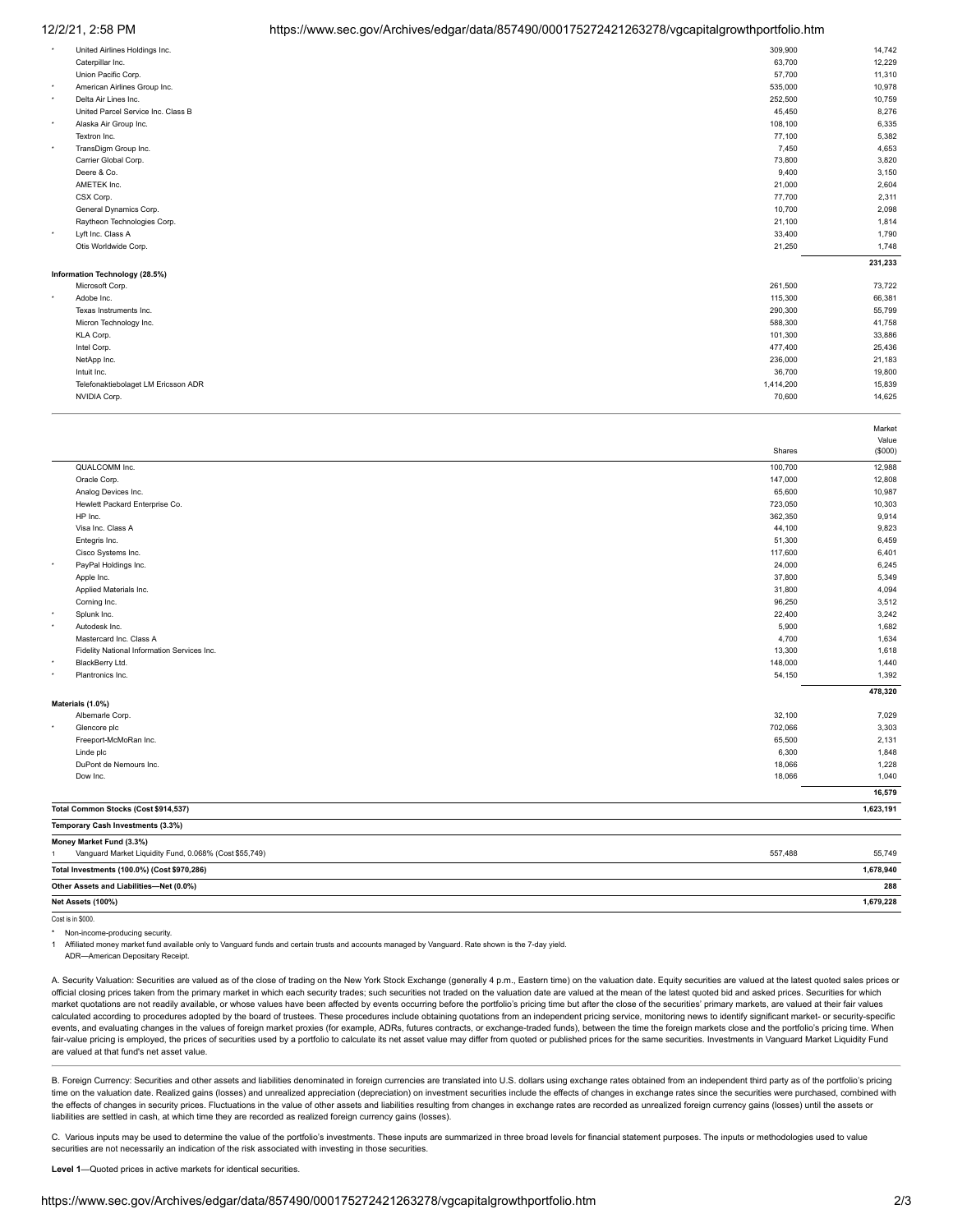| | | Shares | Market Value ($000) |
|---|---|---|---|
| * | United Airlines Holdings Inc. | 309,900 | 14,742 |
| | Caterpillar Inc. | 63,700 | 12,229 |
| | Union Pacific Corp. | 57,700 | 11,310 |
| * | American Airlines Group Inc. | 535,000 | 10,978 |
| * | Delta Air Lines Inc. | 252,500 | 10,759 |
| | United Parcel Service Inc. Class B | 45,450 | 8,276 |
| * | Alaska Air Group Inc. | 108,100 | 6,335 |
| | Textron Inc. | 77,100 | 5,382 |
| * | TransDigm Group Inc. | 7,450 | 4,653 |
| | Carrier Global Corp. | 73,800 | 3,820 |
| | Deere & Co. | 9,400 | 3,150 |
| | AMETEK Inc. | 21,000 | 2,604 |
| | CSX Corp. | 77,700 | 2,311 |
| | General Dynamics Corp. | 10,700 | 2,098 |
| | Raytheon Technologies Corp. | 21,100 | 1,814 |
| * | Lyft Inc. Class A | 33,400 | 1,790 |
| | Otis Worldwide Corp. | 21,250 | 1,748 |
| | | | **231,233** |
| **Information Technology (28.5%)** | | | |
| | Microsoft Corp. | 261,500 | 73,722 |
| * | Adobe Inc. | 115,300 | 66,381 |
| | Texas Instruments Inc. | 290,300 | 55,799 |
| | Micron Technology Inc. | 588,300 | 41,758 |
| | KLA Corp. | 101,300 | 33,886 |
| | Intel Corp. | 477,400 | 25,436 |
| | NetApp Inc. | 236,000 | 21,183 |
| | Intuit Inc. | 36,700 | 19,800 |
| | Telefonaktiebolaget LM Ericsson ADR | 1,414,200 | 15,839 |
| | NVIDIA Corp. | 70,600 | 14,625 |
| | QUALCOMM Inc. | 100,700 | 12,988 |
| | Oracle Corp. | 147,000 | 12,808 |
| | Analog Devices Inc. | 65,600 | 10,987 |
| | Hewlett Packard Enterprise Co. | 723,050 | 10,303 |
| | HP Inc. | 362,350 | 9,914 |
| | Visa Inc. Class A | 44,100 | 9,823 |
| | Entegris Inc. | 51,300 | 6,459 |
| | Cisco Systems Inc. | 117,600 | 6,401 |
| * | PayPal Holdings Inc. | 24,000 | 6,245 |
| | Apple Inc. | 37,800 | 5,349 |
| | Applied Materials Inc. | 31,800 | 4,094 |
| | Corning Inc. | 96,250 | 3,512 |
| * | Splunk Inc. | 22,400 | 3,242 |
| * | Autodesk Inc. | 5,900 | 1,682 |
| | Mastercard Inc. Class A | 4,700 | 1,634 |
| | Fidelity National Information Services Inc. | 13,300 | 1,618 |
| * | BlackBerry Ltd. | 148,000 | 1,440 |
| * | Plantronics Inc. | 54,150 | 1,392 |
| | | | **478,320** |
| **Materials (1.0%)** | | | |
| | Albemarle Corp. | 32,100 | 7,029 |
| * | Glencore plc | 702,066 | 3,303 |
| | Freeport-McMoRan Inc. | 65,500 | 2,131 |
| | Linde plc | 6,300 | 1,848 |
| | DuPont de Nemours Inc. | 18,066 | 1,228 |
| | Dow Inc. | 18,066 | 1,040 |
| | | | **16,579** |
| **Total Common Stocks (Cost $914,537)** | | | **1,623,191** |
| **Temporary Cash Investments (3.3%)** | | | |
| **Money Market Fund (3.3%)** | | | |
| 1 | Vanguard Market Liquidity Fund, 0.068% (Cost $55,749) | 557,488 | 55,749 |
| **Total Investments (100.0%) (Cost $970,286)** | | | **1,678,940** |
| **Other Assets and Liabilities—Net (0.0%)** | | | **288** |
| **Net Assets (100%)** | | | **1,679,228** |

Cost is in $000.

\* Non-income-producing security.

1 Affiliated money market fund available only to Vanguard funds and certain trusts and accounts managed by Vanguard. Rate shown is the 7-day yield.

ADR—American Depositary Receipt.

A. Security Valuation: Securities are valued as of the close of trading on the New York Stock Exchange (generally 4 p.m., Eastern time) on the valuation date. Equity securities are valued at the latest quoted sales prices or official closing prices taken from the primary market in which each security trades; such securities not traded on the valuation date are valued at the mean of the latest quoted bid and asked prices. Securities for which market quotations are not readily available, or whose values have been affected by events occurring before the portfolio's pricing time but after the close of the securities' primary markets, are valued at their fair values calculated according to procedures adopted by the board of trustees. These procedures include obtaining quotations from an independent pricing service, monitoring news to identify significant market- or security-specific events, and evaluating changes in the values of foreign market proxies (for example, ADRs, futures contracts, or exchange-traded funds), between the time the foreign markets close and the portfolio's pricing time. When fair-value pricing is employed, the prices of securities used by a portfolio to calculate its net asset value may differ from quoted or published prices for the same securities. Investments in Vanguard Market Liquidity Fund are valued at that fund's net asset value.

B. Foreign Currency: Securities and other assets and liabilities denominated in foreign currencies are translated into U.S. dollars using exchange rates obtained from an independent third party as of the portfolio's pricing time on the valuation date. Realized gains (losses) and unrealized appreciation (depreciation) on investment securities include the effects of changes in exchange rates since the securities were purchased, combined with the effects of changes in security prices. Fluctuations in the value of other assets and liabilities resulting from changes in exchange rates are recorded as unrealized foreign currency gains (losses) until the assets or liabilities are settled in cash, at which time they are recorded as realized foreign currency gains (losses).

C. Various inputs may be used to determine the value of the portfolio's investments. These inputs are summarized in three broad levels for financial statement purposes. The inputs or methodologies used to value securities are not necessarily an indication of the risk associated with investing in those securities.

**Level 1**—Quoted prices in active markets for identical securities.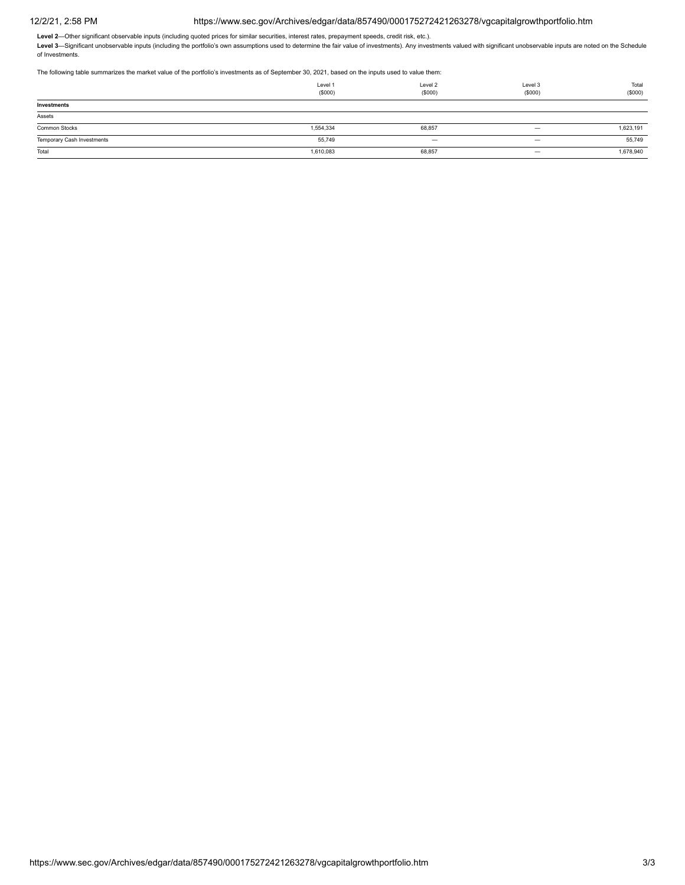**Level 2**—Other significant observable inputs (including quoted prices for similar securities, interest rates, prepayment speeds, credit risk, etc.).

**Level 3**—Significant unobservable inputs (including the portfolio's own assumptions used to determine the fair value of investments). Any investments valued with significant unobservable inputs are noted on the Schedule of Investments.

The following table summarizes the market value of the portfolio's investments as of September 30, 2021, based on the inputs used to value them:

| | Level 1 ($000) | Level 2 ($000) | Level 3 ($000) | Total ($000) |
|---|---|---|---|---|
| **Investments** | | | | |
| Assets | | | | |
| Common Stocks | 1,554,334 | 68,857 | — | 1,623,191 |
| Temporary Cash Investments | 55,749 | — | — | 55,749 |
| Total | 1,610,083 | 68,857 | — | 1,678,940 |